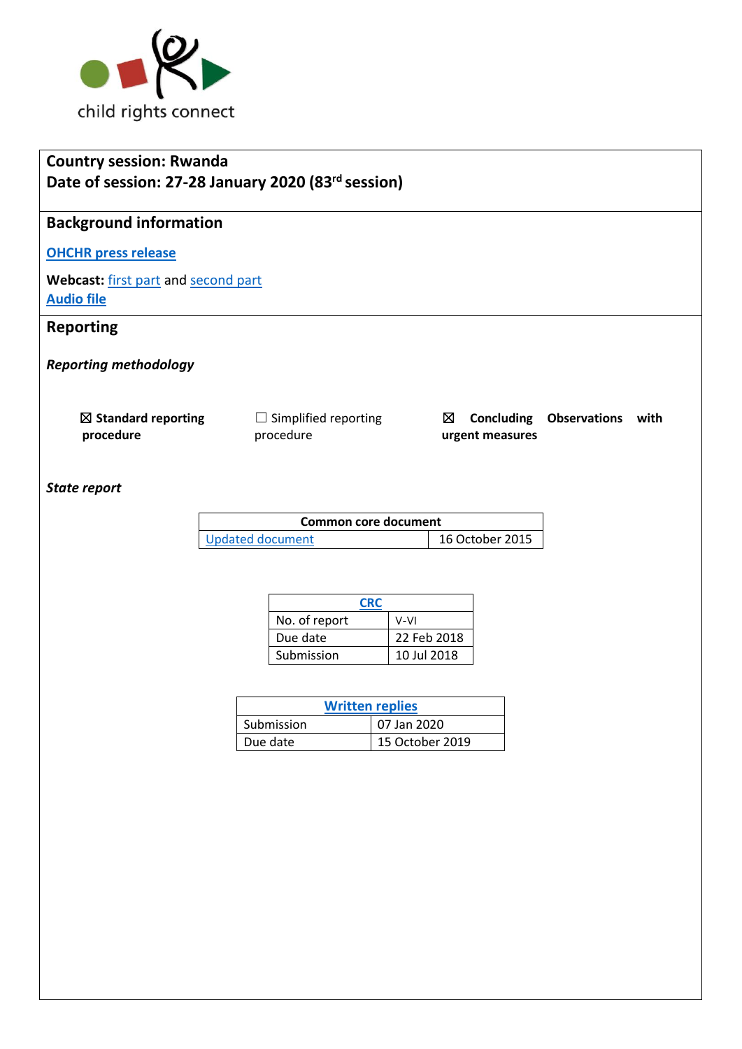child rights connect

**Country session: Rwanda**
**Date of session: 27-28 January 2020 (83rd session)**

## Background information

**OHCHR press release**

**Webcast:** first part and second part
**Audio file**

## Reporting

***Reporting methodology***

☒ **Standard reporting procedure**

☐ Simplified reporting procedure

☒ **Concluding Observations with urgent measures**

***State report***

| Common core document | |
|---|---|
| Updated document | 16 October 2015 |

| CRC | |
|---|---|
| No. of report | V-VI |
| Due date | 22 Feb 2018 |
| Submission | 10 Jul 2018 |

| Written replies | |
|---|---|
| Submission | 07 Jan 2020 |
| Due date | 15 October 2019 |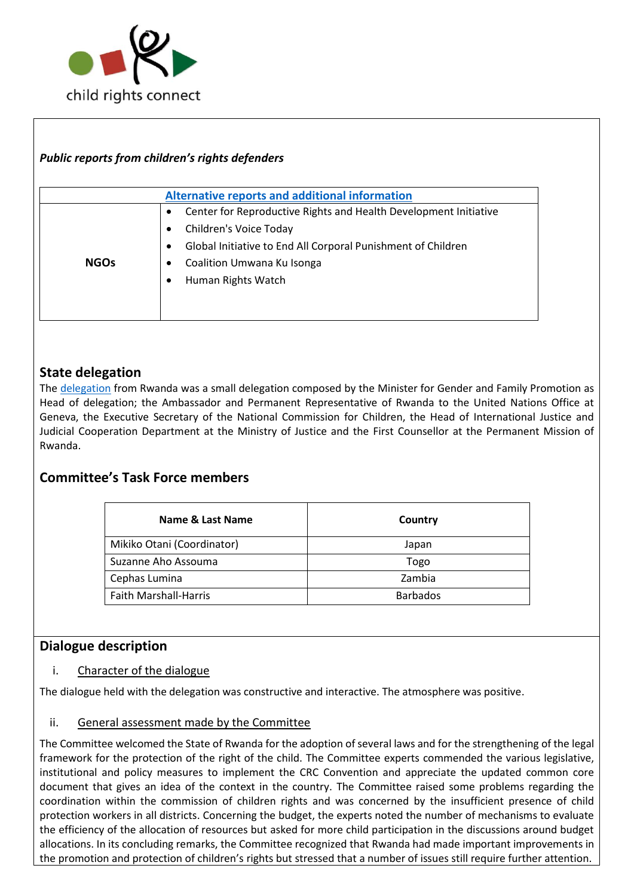*Public reports from children's rights defenders*

| Alternative reports and additional information | |
|---|---|
| **NGOs** | • Center for Reproductive Rights and Health Development Initiative<br>• Children's Voice Today<br>• Global Initiative to End All Corporal Punishment of Children<br>• Coalition Umwana Ku Isonga<br>• Human Rights Watch |

## State delegation

The delegation from Rwanda was a small delegation composed by the Minister for Gender and Family Promotion as Head of delegation; the Ambassador and Permanent Representative of Rwanda to the United Nations Office at Geneva, the Executive Secretary of the National Commission for Children, the Head of International Justice and Judicial Cooperation Department at the Ministry of Justice and the First Counsellor at the Permanent Mission of Rwanda.

## Committee's Task Force members

| Name & Last Name | Country |
|---|---|
| Mikiko Otani (Coordinator) | Japan |
| Suzanne Aho Assouma | Togo |
| Cephas Lumina | Zambia |
| Faith Marshall-Harris | Barbados |

## Dialogue description

i. Character of the dialogue

The dialogue held with the delegation was constructive and interactive. The atmosphere was positive.

ii. General assessment made by the Committee

The Committee welcomed the State of Rwanda for the adoption of several laws and for the strengthening of the legal framework for the protection of the right of the child. The Committee experts commended the various legislative, institutional and policy measures to implement the CRC Convention and appreciate the updated common core document that gives an idea of the context in the country. The Committee raised some problems regarding the coordination within the commission of children rights and was concerned by the insufficient presence of child protection workers in all districts. Concerning the budget, the experts noted the number of mechanisms to evaluate the efficiency of the allocation of resources but asked for more child participation in the discussions around budget allocations. In its concluding remarks, the Committee recognized that Rwanda had made important improvements in the promotion and protection of children's rights but stressed that a number of issues still require further attention.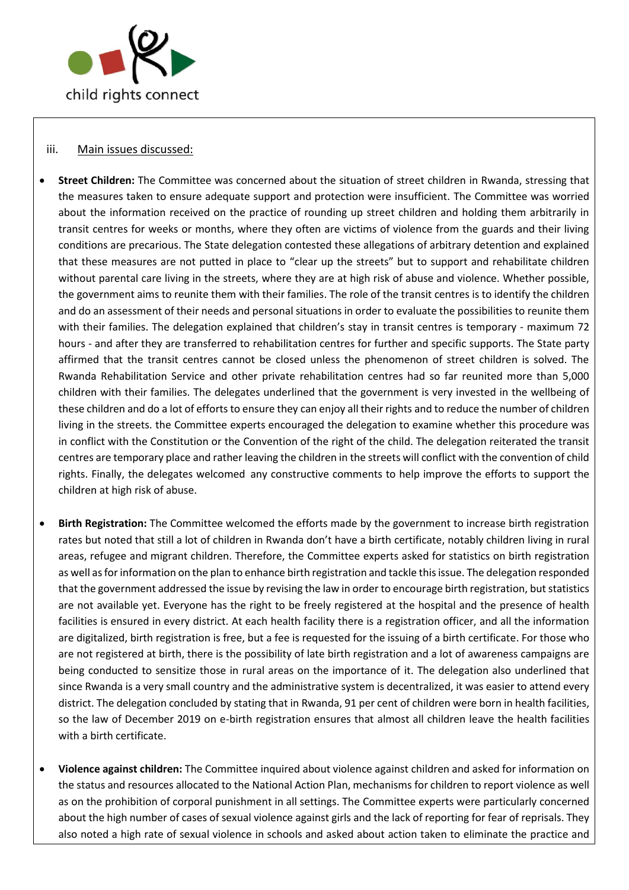iii. Main issues discussed:

- **Street Children:** The Committee was concerned about the situation of street children in Rwanda, stressing that the measures taken to ensure adequate support and protection were insufficient. The Committee was worried about the information received on the practice of rounding up street children and holding them arbitrarily in transit centres for weeks or months, where they often are victims of violence from the guards and their living conditions are precarious. The State delegation contested these allegations of arbitrary detention and explained that these measures are not putted in place to "clear up the streets" but to support and rehabilitate children without parental care living in the streets, where they are at high risk of abuse and violence. Whether possible, the government aims to reunite them with their families. The role of the transit centres is to identify the children and do an assessment of their needs and personal situations in order to evaluate the possibilities to reunite them with their families. The delegation explained that children's stay in transit centres is temporary - maximum 72 hours - and after they are transferred to rehabilitation centres for further and specific supports. The State party affirmed that the transit centres cannot be closed unless the phenomenon of street children is solved. The Rwanda Rehabilitation Service and other private rehabilitation centres had so far reunited more than 5,000 children with their families. The delegates underlined that the government is very invested in the wellbeing of these children and do a lot of efforts to ensure they can enjoy all their rights and to reduce the number of children living in the streets. the Committee experts encouraged the delegation to examine whether this procedure was in conflict with the Constitution or the Convention of the right of the child. The delegation reiterated the transit centres are temporary place and rather leaving the children in the streets will conflict with the convention of child rights. Finally, the delegates welcomed any constructive comments to help improve the efforts to support the children at high risk of abuse.

- **Birth Registration:** The Committee welcomed the efforts made by the government to increase birth registration rates but noted that still a lot of children in Rwanda don't have a birth certificate, notably children living in rural areas, refugee and migrant children. Therefore, the Committee experts asked for statistics on birth registration as well as for information on the plan to enhance birth registration and tackle this issue. The delegation responded that the government addressed the issue by revising the law in order to encourage birth registration, but statistics are not available yet. Everyone has the right to be freely registered at the hospital and the presence of health facilities is ensured in every district. At each health facility there is a registration officer, and all the information are digitalized, birth registration is free, but a fee is requested for the issuing of a birth certificate. For those who are not registered at birth, there is the possibility of late birth registration and a lot of awareness campaigns are being conducted to sensitize those in rural areas on the importance of it. The delegation also underlined that since Rwanda is a very small country and the administrative system is decentralized, it was easier to attend every district. The delegation concluded by stating that in Rwanda, 91 per cent of children were born in health facilities, so the law of December 2019 on e-birth registration ensures that almost all children leave the health facilities with a birth certificate.

- **Violence against children:** The Committee inquired about violence against children and asked for information on the status and resources allocated to the National Action Plan, mechanisms for children to report violence as well as on the prohibition of corporal punishment in all settings. The Committee experts were particularly concerned about the high number of cases of sexual violence against girls and the lack of reporting for fear of reprisals. They also noted a high rate of sexual violence in schools and asked about action taken to eliminate the practice and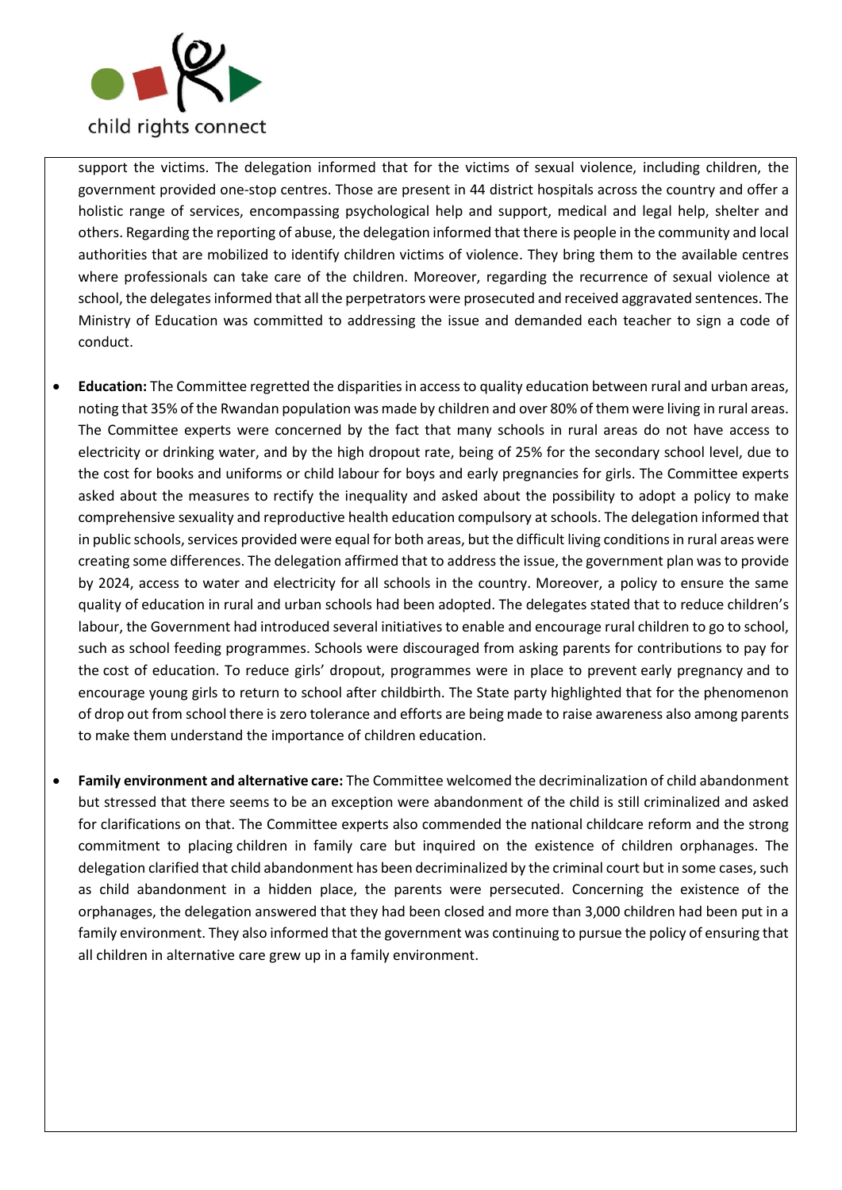support the victims. The delegation informed that for the victims of sexual violence, including children, the government provided one-stop centres. Those are present in 44 district hospitals across the country and offer a holistic range of services, encompassing psychological help and support, medical and legal help, shelter and others. Regarding the reporting of abuse, the delegation informed that there is people in the community and local authorities that are mobilized to identify children victims of violence. They bring them to the available centres where professionals can take care of the children. Moreover, regarding the recurrence of sexual violence at school, the delegates informed that all the perpetrators were prosecuted and received aggravated sentences. The Ministry of Education was committed to addressing the issue and demanded each teacher to sign a code of conduct.

- **Education:** The Committee regretted the disparities in access to quality education between rural and urban areas, noting that 35% of the Rwandan population was made by children and over 80% of them were living in rural areas. The Committee experts were concerned by the fact that many schools in rural areas do not have access to electricity or drinking water, and by the high dropout rate, being of 25% for the secondary school level, due to the cost for books and uniforms or child labour for boys and early pregnancies for girls. The Committee experts asked about the measures to rectify the inequality and asked about the possibility to adopt a policy to make comprehensive sexuality and reproductive health education compulsory at schools. The delegation informed that in public schools, services provided were equal for both areas, but the difficult living conditions in rural areas were creating some differences. The delegation affirmed that to address the issue, the government plan was to provide by 2024, access to water and electricity for all schools in the country. Moreover, a policy to ensure the same quality of education in rural and urban schools had been adopted. The delegates stated that to reduce children's labour, the Government had introduced several initiatives to enable and encourage rural children to go to school, such as school feeding programmes. Schools were discouraged from asking parents for contributions to pay for the cost of education. To reduce girls' dropout, programmes were in place to prevent early pregnancy and to encourage young girls to return to school after childbirth. The State party highlighted that for the phenomenon of drop out from school there is zero tolerance and efforts are being made to raise awareness also among parents to make them understand the importance of children education.

- **Family environment and alternative care:** The Committee welcomed the decriminalization of child abandonment but stressed that there seems to be an exception were abandonment of the child is still criminalized and asked for clarifications on that. The Committee experts also commended the national childcare reform and the strong commitment to placing children in family care but inquired on the existence of children orphanages. The delegation clarified that child abandonment has been decriminalized by the criminal court but in some cases, such as child abandonment in a hidden place, the parents were persecuted. Concerning the existence of the orphanages, the delegation answered that they had been closed and more than 3,000 children had been put in a family environment. They also informed that the government was continuing to pursue the policy of ensuring that all children in alternative care grew up in a family environment.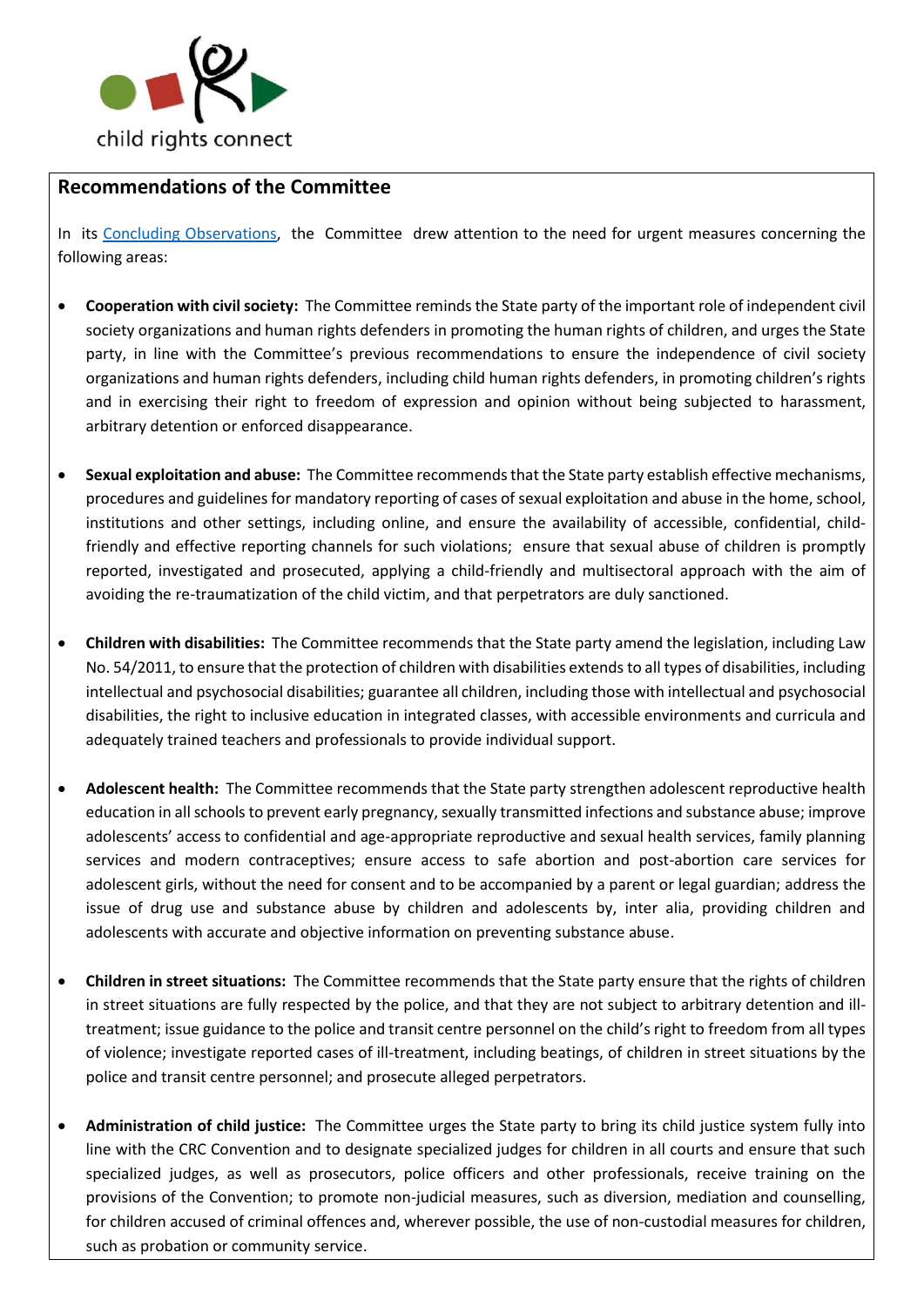## Recommendations of the Committee

In its [Concluding Observations](), the Committee drew attention to the need for urgent measures concerning the following areas:

- **Cooperation with civil society:** The Committee reminds the State party of the important role of independent civil society organizations and human rights defenders in promoting the human rights of children, and urges the State party, in line with the Committee's previous recommendations to ensure the independence of civil society organizations and human rights defenders, including child human rights defenders, in promoting children's rights and in exercising their right to freedom of expression and opinion without being subjected to harassment, arbitrary detention or enforced disappearance.

- **Sexual exploitation and abuse:** The Committee recommends that the State party establish effective mechanisms, procedures and guidelines for mandatory reporting of cases of sexual exploitation and abuse in the home, school, institutions and other settings, including online, and ensure the availability of accessible, confidential, child-friendly and effective reporting channels for such violations; ensure that sexual abuse of children is promptly reported, investigated and prosecuted, applying a child-friendly and multisectoral approach with the aim of avoiding the re-traumatization of the child victim, and that perpetrators are duly sanctioned.

- **Children with disabilities:** The Committee recommends that the State party amend the legislation, including Law No. 54/2011, to ensure that the protection of children with disabilities extends to all types of disabilities, including intellectual and psychosocial disabilities; guarantee all children, including those with intellectual and psychosocial disabilities, the right to inclusive education in integrated classes, with accessible environments and curricula and adequately trained teachers and professionals to provide individual support.

- **Adolescent health:** The Committee recommends that the State party strengthen adolescent reproductive health education in all schools to prevent early pregnancy, sexually transmitted infections and substance abuse; improve adolescents' access to confidential and age-appropriate reproductive and sexual health services, family planning services and modern contraceptives; ensure access to safe abortion and post-abortion care services for adolescent girls, without the need for consent and to be accompanied by a parent or legal guardian; address the issue of drug use and substance abuse by children and adolescents by, inter alia, providing children and adolescents with accurate and objective information on preventing substance abuse.

- **Children in street situations:** The Committee recommends that the State party ensure that the rights of children in street situations are fully respected by the police, and that they are not subject to arbitrary detention and ill-treatment; issue guidance to the police and transit centre personnel on the child's right to freedom from all types of violence; investigate reported cases of ill-treatment, including beatings, of children in street situations by the police and transit centre personnel; and prosecute alleged perpetrators.

- **Administration of child justice:** The Committee urges the State party to bring its child justice system fully into line with the CRC Convention and to designate specialized judges for children in all courts and ensure that such specialized judges, as well as prosecutors, police officers and other professionals, receive training on the provisions of the Convention; to promote non-judicial measures, such as diversion, mediation and counselling, for children accused of criminal offences and, wherever possible, the use of non-custodial measures for children, such as probation or community service.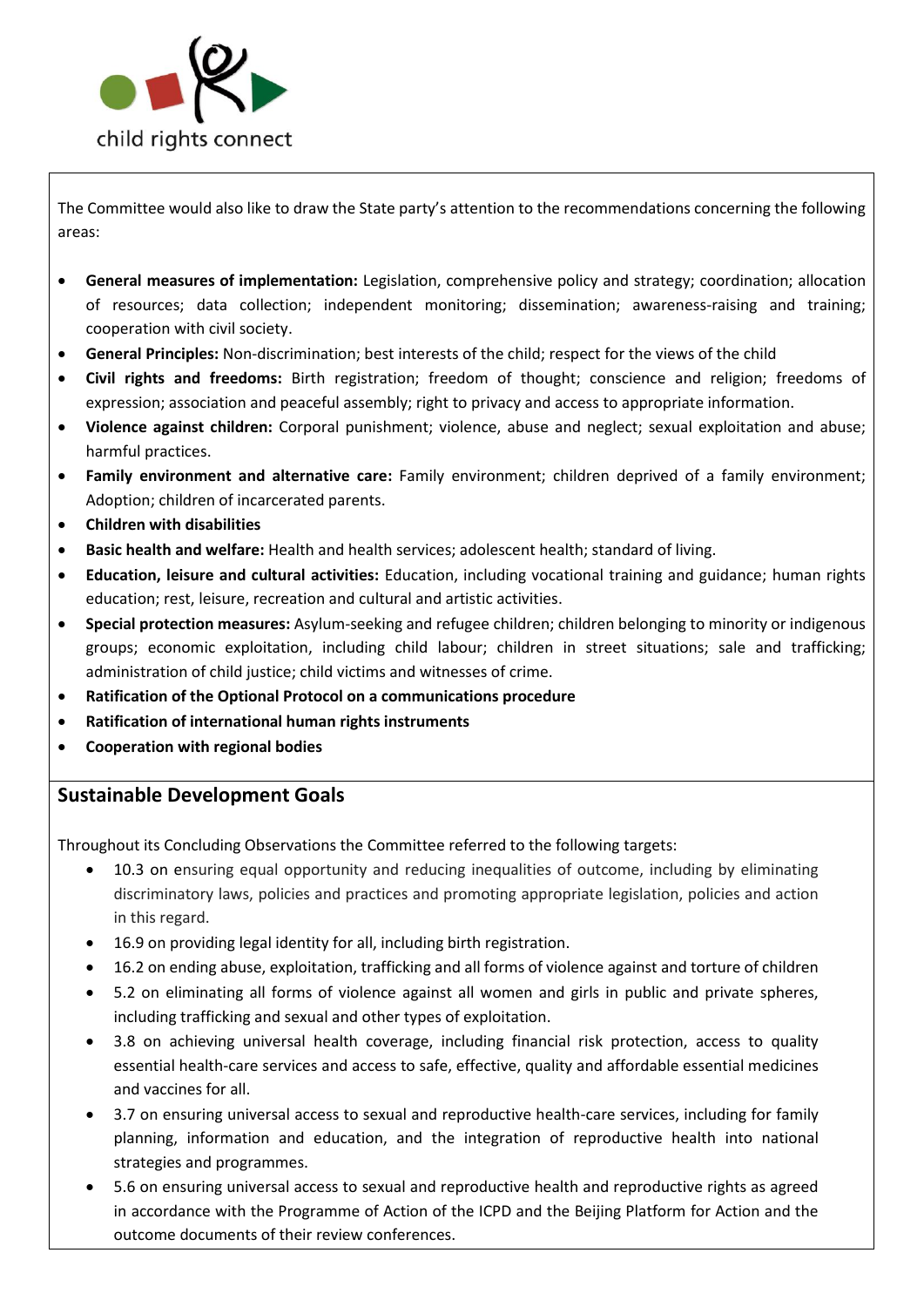The Committee would also like to draw the State party's attention to the recommendations concerning the following areas:

- **General measures of implementation:** Legislation, comprehensive policy and strategy; coordination; allocation of resources; data collection; independent monitoring; dissemination; awareness-raising and training; cooperation with civil society.
- **General Principles:** Non-discrimination; best interests of the child; respect for the views of the child
- **Civil rights and freedoms:** Birth registration; freedom of thought; conscience and religion; freedoms of expression; association and peaceful assembly; right to privacy and access to appropriate information.
- **Violence against children:** Corporal punishment; violence, abuse and neglect; sexual exploitation and abuse; harmful practices.
- **Family environment and alternative care:** Family environment; children deprived of a family environment; Adoption; children of incarcerated parents.
- **Children with disabilities**
- **Basic health and welfare:** Health and health services; adolescent health; standard of living.
- **Education, leisure and cultural activities:** Education, including vocational training and guidance; human rights education; rest, leisure, recreation and cultural and artistic activities.
- **Special protection measures:** Asylum-seeking and refugee children; children belonging to minority or indigenous groups; economic exploitation, including child labour; children in street situations; sale and trafficking; administration of child justice; child victims and witnesses of crime.
- **Ratification of the Optional Protocol on a communications procedure**
- **Ratification of international human rights instruments**
- **Cooperation with regional bodies**

## Sustainable Development Goals

Throughout its Concluding Observations the Committee referred to the following targets:

- 10.3 on ensuring equal opportunity and reducing inequalities of outcome, including by eliminating discriminatory laws, policies and practices and promoting appropriate legislation, policies and action in this regard.
- 16.9 on providing legal identity for all, including birth registration.
- 16.2 on ending abuse, exploitation, trafficking and all forms of violence against and torture of children
- 5.2 on eliminating all forms of violence against all women and girls in public and private spheres, including trafficking and sexual and other types of exploitation.
- 3.8 on achieving universal health coverage, including financial risk protection, access to quality essential health-care services and access to safe, effective, quality and affordable essential medicines and vaccines for all.
- 3.7 on ensuring universal access to sexual and reproductive health-care services, including for family planning, information and education, and the integration of reproductive health into national strategies and programmes.
- 5.6 on ensuring universal access to sexual and reproductive health and reproductive rights as agreed in accordance with the Programme of Action of the ICPD and the Beijing Platform for Action and the outcome documents of their review conferences.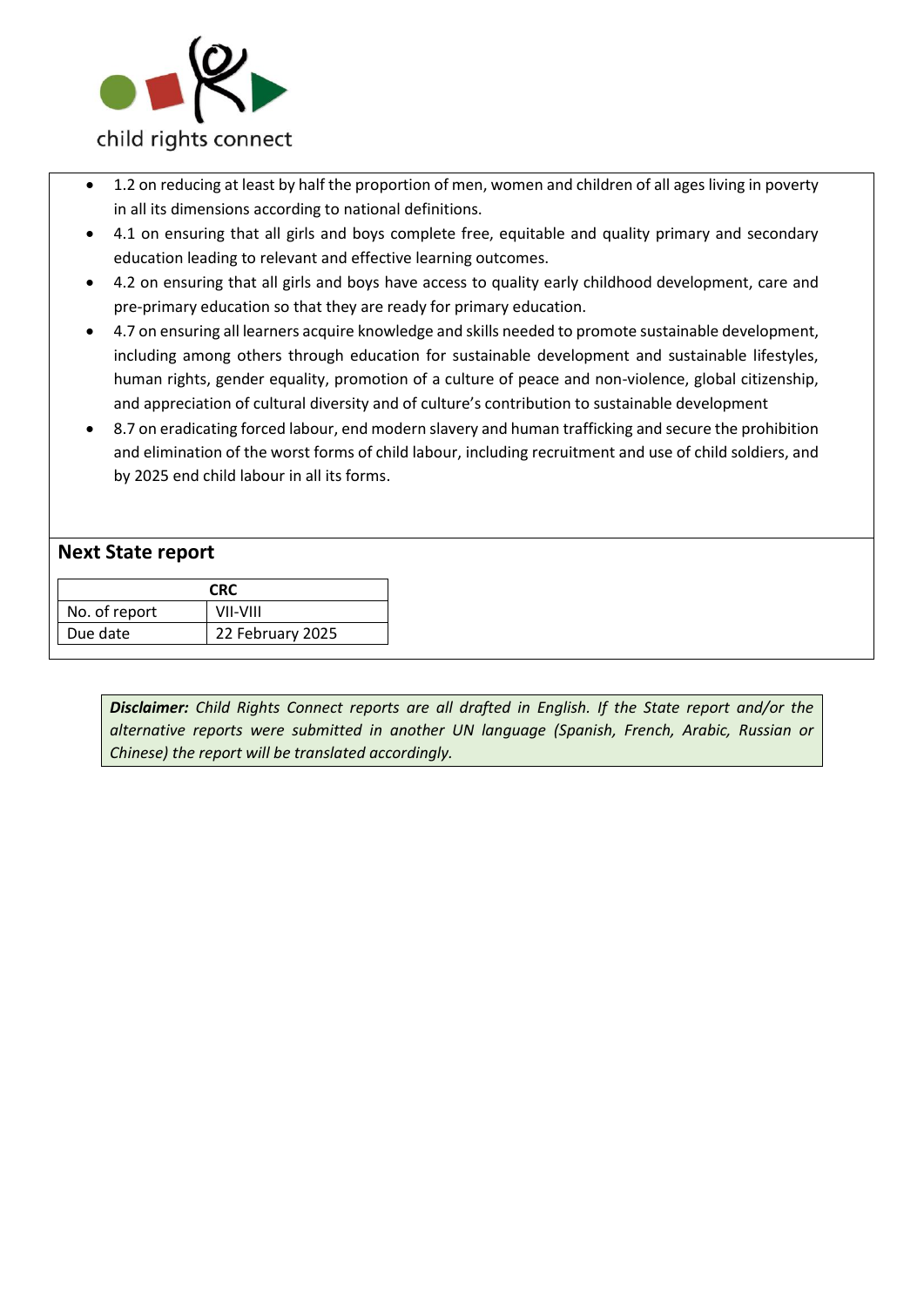- 1.2 on reducing at least by half the proportion of men, women and children of all ages living in poverty in all its dimensions according to national definitions.
- 4.1 on ensuring that all girls and boys complete free, equitable and quality primary and secondary education leading to relevant and effective learning outcomes.
- 4.2 on ensuring that all girls and boys have access to quality early childhood development, care and pre-primary education so that they are ready for primary education.
- 4.7 on ensuring all learners acquire knowledge and skills needed to promote sustainable development, including among others through education for sustainable development and sustainable lifestyles, human rights, gender equality, promotion of a culture of peace and non-violence, global citizenship, and appreciation of cultural diversity and of culture's contribution to sustainable development
- 8.7 on eradicating forced labour, end modern slavery and human trafficking and secure the prohibition and elimination of the worst forms of child labour, including recruitment and use of child soldiers, and by 2025 end child labour in all its forms.

## Next State report

| CRC | |
|---|---|
| No. of report | VII-VIII |
| Due date | 22 February 2025 |

***Disclaimer:*** *Child Rights Connect reports are all drafted in English. If the State report and/or the alternative reports were submitted in another UN language (Spanish, French, Arabic, Russian or Chinese) the report will be translated accordingly.*